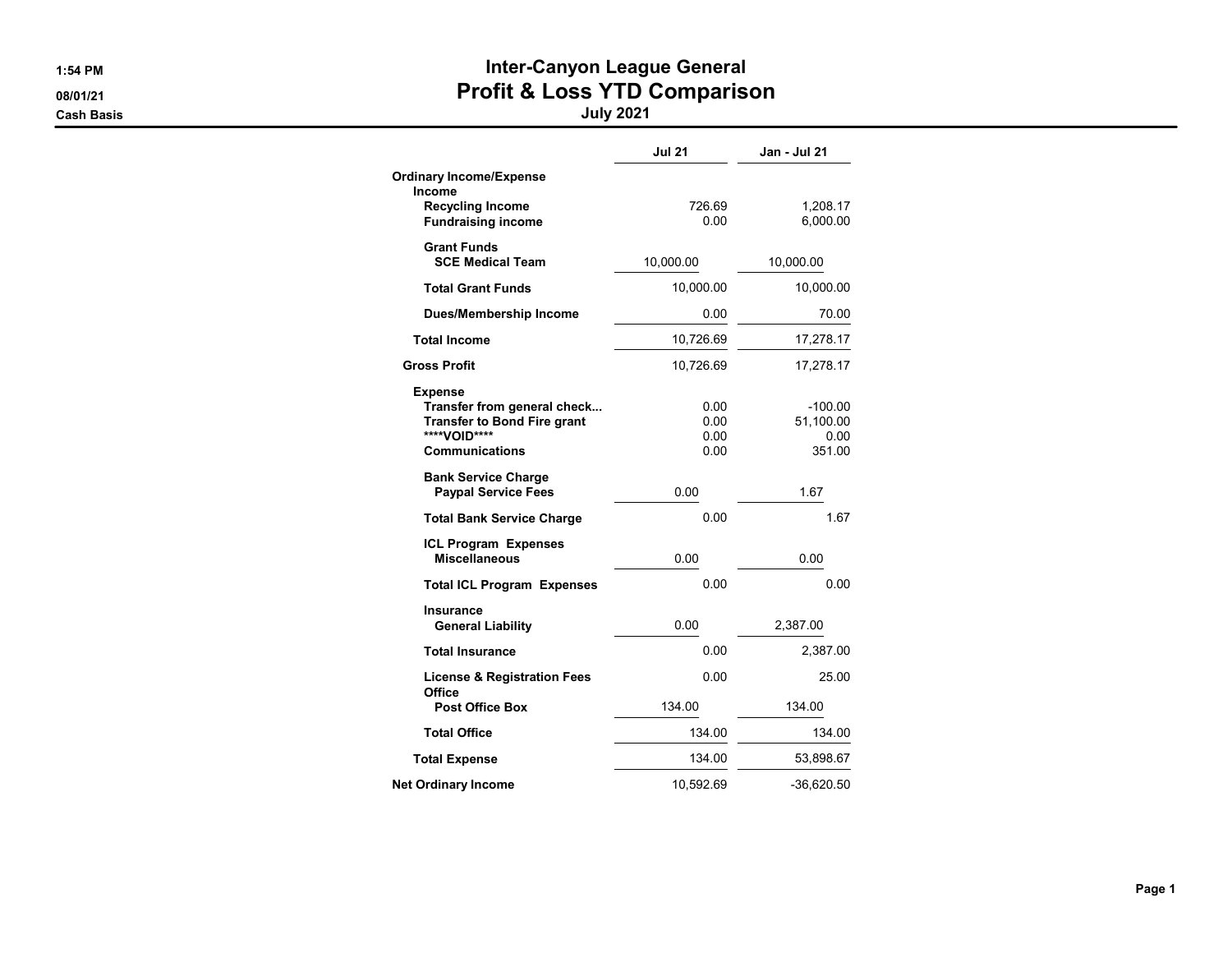1:54 PM
08/01/21
Cash Basis

# Inter-Canyon League General
## Profit & Loss YTD Comparison
### July 2021

| | Jul 21 | Jan - Jul 21 |
|---|---|---|
| **Ordinary Income/Expense** | | |
| **Income** | | |
| **Recycling Income** | 726.69 | 1,208.17 |
| **Fundraising income** | 0.00 | 6,000.00 |
| **Grant Funds** | | |
| **SCE Medical Team** | 10,000.00 | 10,000.00 |
| **Total Grant Funds** | 10,000.00 | 10,000.00 |
| **Dues/Membership Income** | 0.00 | 70.00 |
| **Total Income** | 10,726.69 | 17,278.17 |
| **Gross Profit** | 10,726.69 | 17,278.17 |
| **Expense** | | |
| **Transfer from general check...** | 0.00 | -100.00 |
| **Transfer to Bond Fire grant** | 0.00 | 51,100.00 |
| **\*\*\*\*VOID\*\*\*\*** | 0.00 | 0.00 |
| **Communications** | 0.00 | 351.00 |
| **Bank Service Charge** | | |
| **Paypal Service Fees** | 0.00 | 1.67 |
| **Total Bank Service Charge** | 0.00 | 1.67 |
| **ICL Program Expenses** | | |
| **Miscellaneous** | 0.00 | 0.00 |
| **Total ICL Program Expenses** | 0.00 | 0.00 |
| **Insurance** | | |
| **General Liability** | 0.00 | 2,387.00 |
| **Total Insurance** | 0.00 | 2,387.00 |
| **License & Registration Fees** | 0.00 | 25.00 |
| **Office** | | |
| **Post Office Box** | 134.00 | 134.00 |
| **Total Office** | 134.00 | 134.00 |
| **Total Expense** | 134.00 | 53,898.67 |
| **Net Ordinary Income** | 10,592.69 | -36,620.50 |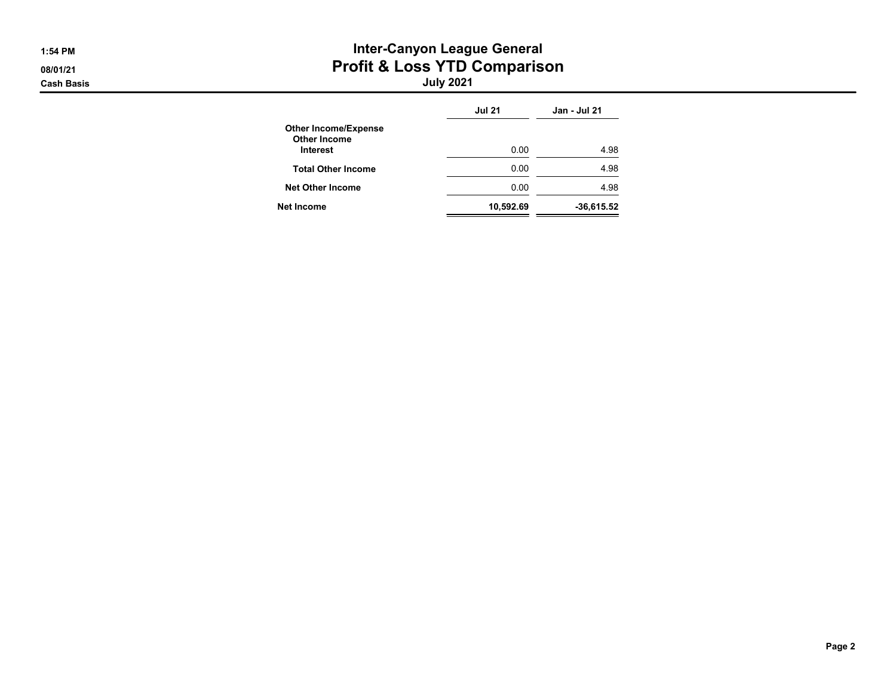# Inter-Canyon League General
## Profit & Loss YTD Comparison
### July 2021

1:54 PM
08/01/21
Cash Basis

| | Jul 21 | Jan - Jul 21 |
|---|---|---|
| **Other Income/Expense** | | |
| **Other Income** | | |
| **Interest** | 0.00 | 4.98 |
| **Total Other Income** | 0.00 | 4.98 |
| **Net Other Income** | 0.00 | 4.98 |
| **Net Income** | **10,592.69** | **-36,615.52** |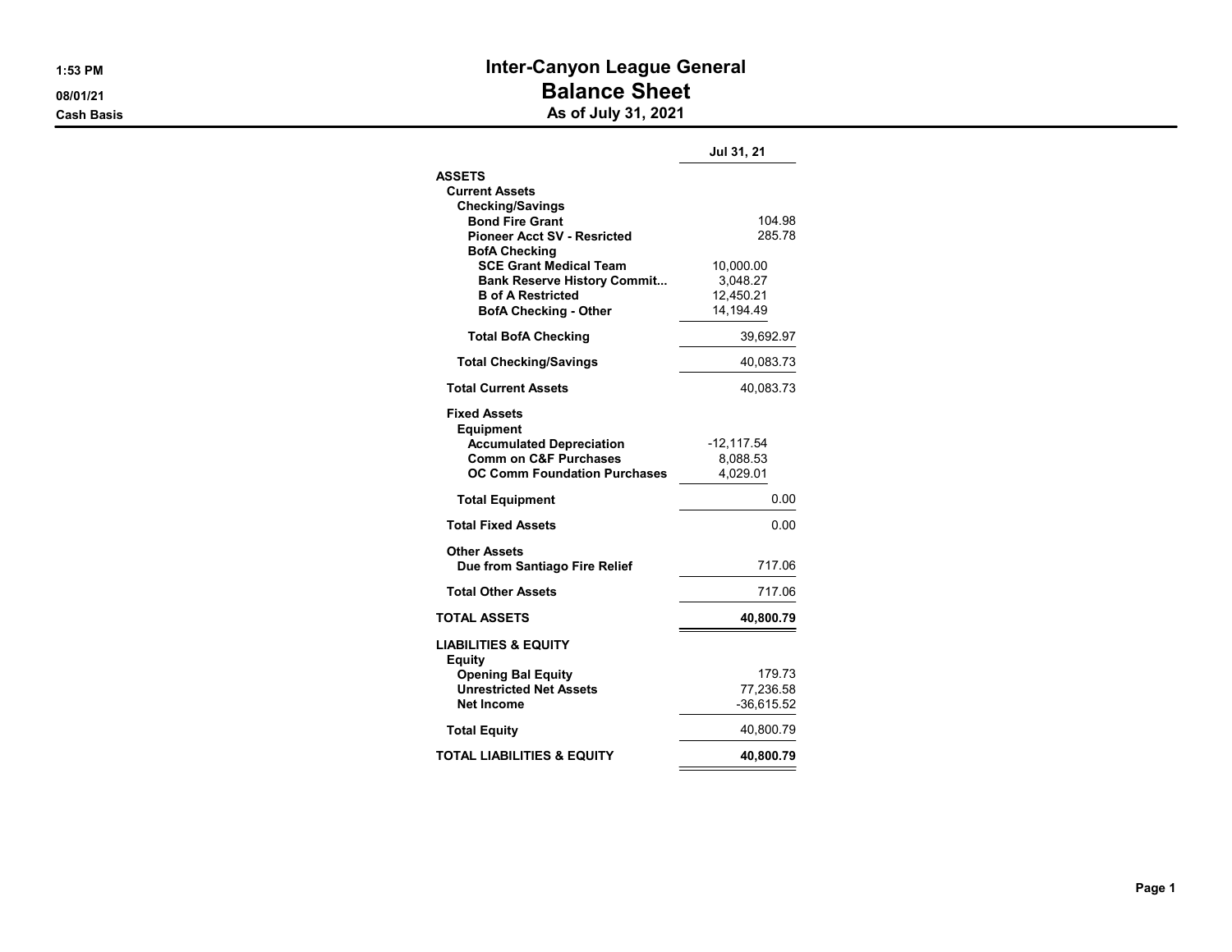# Inter-Canyon League General
## Balance Sheet
### As of July 31, 2021

1:53 PM
08/01/21
Cash Basis

| | | Jul 31, 21 |
|---|---|---|
| **ASSETS** | | |
| **Current Assets** | | |
| **Checking/Savings** | | |
| **Bond Fire Grant** | | 104.98 |
| **Pioneer Acct SV - Resricted** | | 285.78 |
| **BofA Checking** | | |
| **SCE Grant Medical Team** | 10,000.00 | |
| **Bank Reserve History Commit...** | 3,048.27 | |
| **B of A Restricted** | 12,450.21 | |
| **BofA Checking - Other** | 14,194.49 | |
| **Total BofA Checking** | | 39,692.97 |
| **Total Checking/Savings** | | 40,083.73 |
| **Total Current Assets** | | 40,083.73 |
| **Fixed Assets** | | |
| **Equipment** | | |
| **Accumulated Depreciation** | -12,117.54 | |
| **Comm on C&F Purchases** | 8,088.53 | |
| **OC Comm Foundation Purchases** | 4,029.01 | |
| **Total Equipment** | | 0.00 |
| **Total Fixed Assets** | | 0.00 |
| **Other Assets** | | |
| **Due from Santiago Fire Relief** | | 717.06 |
| **Total Other Assets** | | 717.06 |
| **TOTAL ASSETS** | | **40,800.79** |
| **LIABILITIES & EQUITY** | | |
| **Equity** | | |
| **Opening Bal Equity** | | 179.73 |
| **Unrestricted Net Assets** | | 77,236.58 |
| **Net Income** | | -36,615.52 |
| **Total Equity** | | 40,800.79 |
| **TOTAL LIABILITIES & EQUITY** | | **40,800.79** |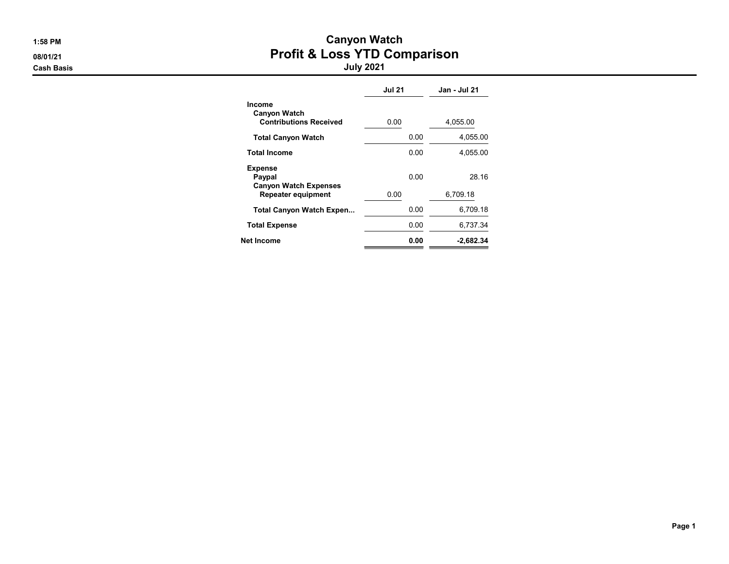# Canyon Watch

## Profit & Loss YTD Comparison

### July 2021

1:58 PM
08/01/21
Cash Basis

| | Jul 21 | Jan - Jul 21 |
|---|---|---|
| **Income** | | |
| **Canyon Watch** | | |
| **Contributions Received** | 0.00 | 4,055.00 |
| **Total Canyon Watch** | 0.00 | 4,055.00 |
| **Total Income** | 0.00 | 4,055.00 |
| **Expense** | | |
| **Paypal** | 0.00 | 28.16 |
| **Canyon Watch Expenses** | | |
| **Repeater equipment** | 0.00 | 6,709.18 |
| **Total Canyon Watch Expen...** | 0.00 | 6,709.18 |
| **Total Expense** | 0.00 | 6,737.34 |
| **Net Income** | **0.00** | **-2,682.34** |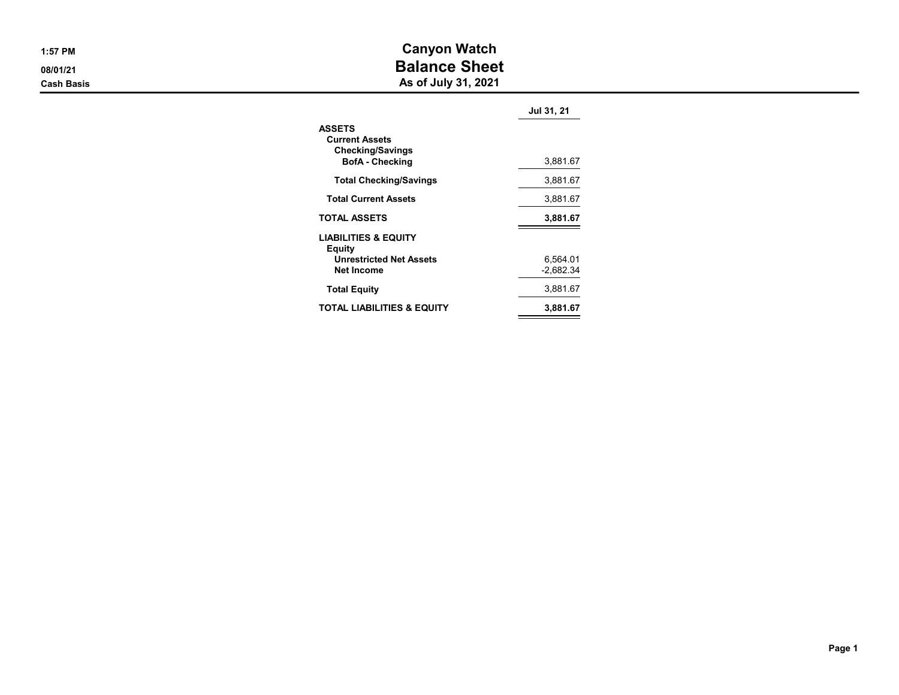1:57 PM

08/01/21

Cash Basis

# Canyon Watch
## Balance Sheet
### As of July 31, 2021

| | Jul 31, 21 |
|---|---|
| **ASSETS** | |
| **Current Assets** | |
| **Checking/Savings** | |
| **BofA - Checking** | 3,881.67 |
| **Total Checking/Savings** | 3,881.67 |
| **Total Current Assets** | 3,881.67 |
| **TOTAL ASSETS** | **3,881.67** |
| **LIABILITIES & EQUITY** | |
| **Equity** | |
| **Unrestricted Net Assets** | 6,564.01 |
| **Net Income** | -2,682.34 |
| **Total Equity** | 3,881.67 |
| **TOTAL LIABILITIES & EQUITY** | **3,881.67** |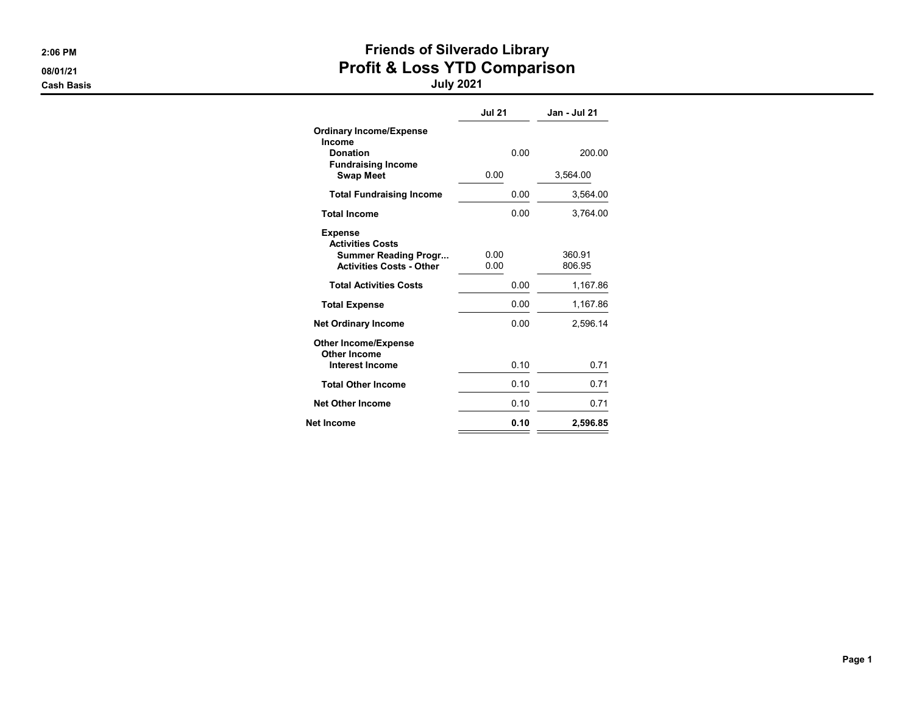2:06 PM
08/01/21
Cash Basis

# Friends of Silverado Library
## Profit & Loss YTD Comparison
### July 2021

| | Jul 21 | Jan - Jul 21 |
|---|---|---|
| **Ordinary Income/Expense** | | |
| **Income** | | |
| **Donation** | 0.00 | 200.00 |
| **Fundraising Income** | | |
| **Swap Meet** | 0.00 | 3,564.00 |
| **Total Fundraising Income** | 0.00 | 3,564.00 |
| **Total Income** | 0.00 | 3,764.00 |
| **Expense** | | |
| **Activities Costs** | | |
| **Summer Reading Progr...** | 0.00 | 360.91 |
| **Activities Costs - Other** | 0.00 | 806.95 |
| **Total Activities Costs** | 0.00 | 1,167.86 |
| **Total Expense** | 0.00 | 1,167.86 |
| **Net Ordinary Income** | 0.00 | 2,596.14 |
| **Other Income/Expense** | | |
| **Other Income** | | |
| **Interest Income** | 0.10 | 0.71 |
| **Total Other Income** | 0.10 | 0.71 |
| **Net Other Income** | 0.10 | 0.71 |
| **Net Income** | **0.10** | **2,596.85** |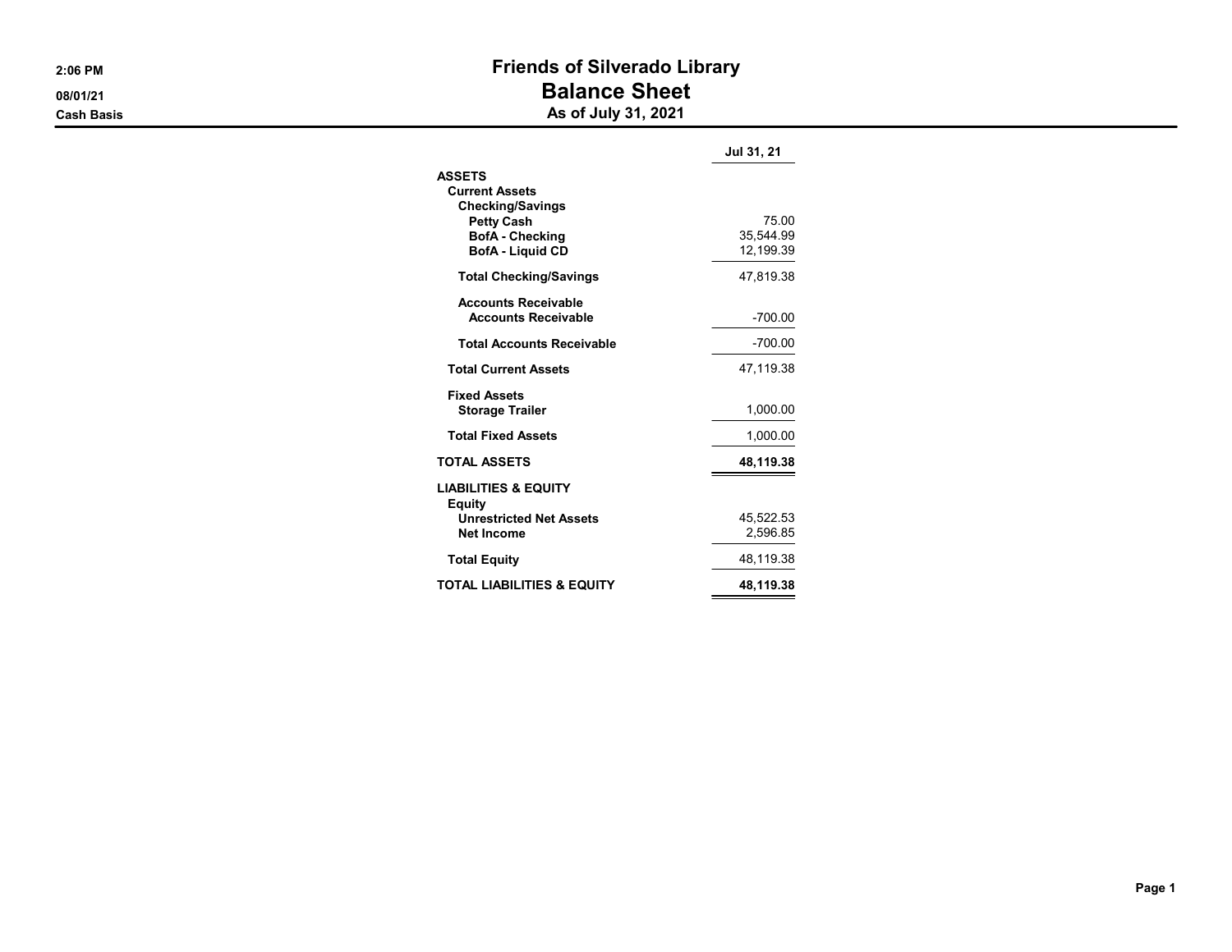2:06 PM
08/01/21
Cash Basis

# Friends of Silverado Library
## Balance Sheet
### As of July 31, 2021

| | Jul 31, 21 |
|---|---|
| **ASSETS** | |
| **Current Assets** | |
| **Checking/Savings** | |
| **Petty Cash** | 75.00 |
| **BofA - Checking** | 35,544.99 |
| **BofA - Liquid CD** | 12,199.39 |
| **Total Checking/Savings** | 47,819.38 |
| **Accounts Receivable** | |
| **Accounts Receivable** | -700.00 |
| **Total Accounts Receivable** | -700.00 |
| **Total Current Assets** | 47,119.38 |
| **Fixed Assets** | |
| **Storage Trailer** | 1,000.00 |
| **Total Fixed Assets** | 1,000.00 |
| **TOTAL ASSETS** | **48,119.38** |
| **LIABILITIES & EQUITY** | |
| **Equity** | |
| **Unrestricted Net Assets** | 45,522.53 |
| **Net Income** | 2,596.85 |
| **Total Equity** | 48,119.38 |
| **TOTAL LIABILITIES & EQUITY** | **48,119.38** |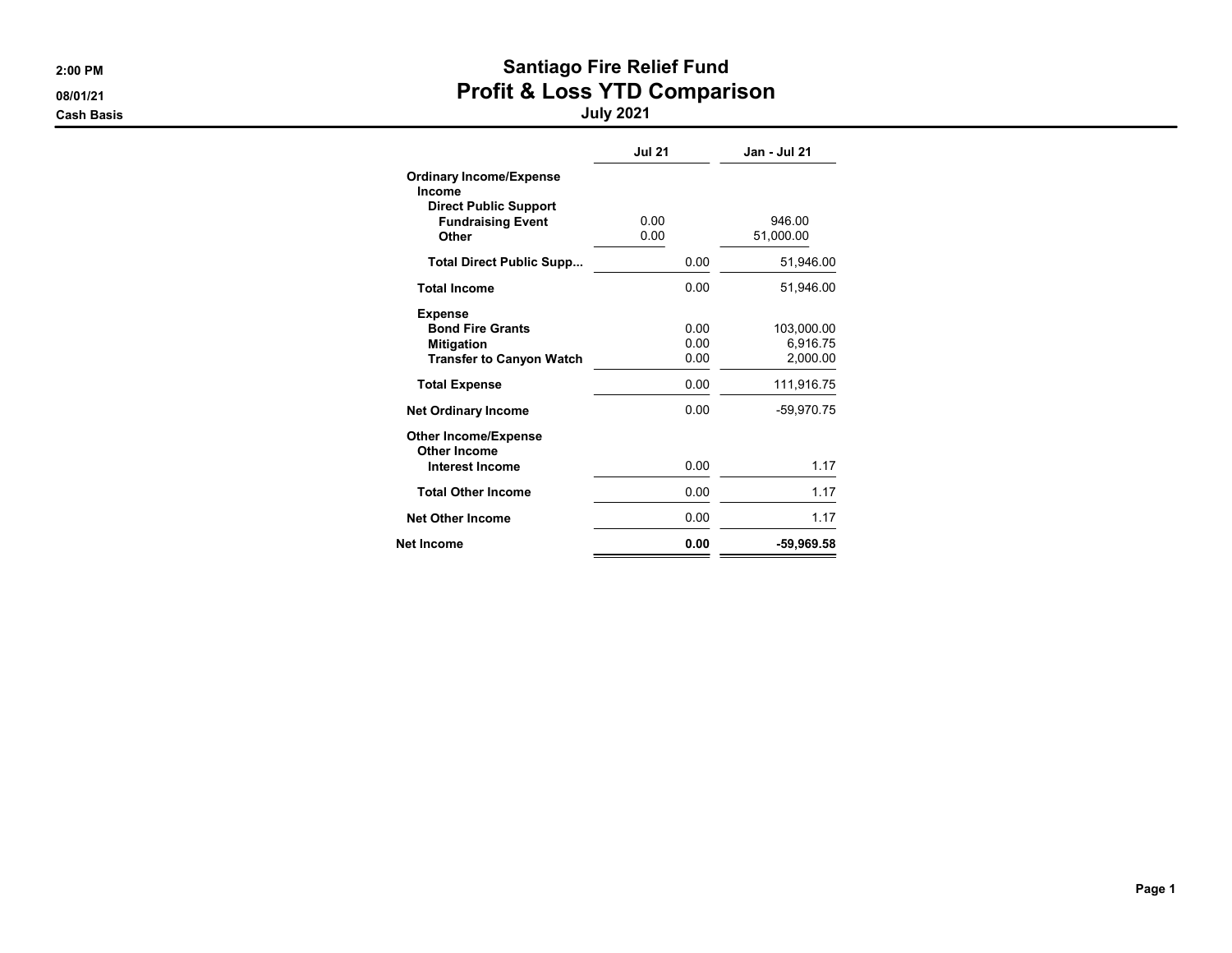2:00 PM
08/01/21
Cash Basis

# Santiago Fire Relief Fund
## Profit & Loss YTD Comparison
### July 2021

| | Jul 21 | Jan - Jul 21 |
|---|---|---|
| **Ordinary Income/Expense** | | |
| **Income** | | |
| **Direct Public Support** | | |
| **Fundraising Event** | 0.00 | 946.00 |
| **Other** | 0.00 | 51,000.00 |
| **Total Direct Public Supp...** | 0.00 | 51,946.00 |
| **Total Income** | 0.00 | 51,946.00 |
| **Expense** | | |
| **Bond Fire Grants** | 0.00 | 103,000.00 |
| **Mitigation** | 0.00 | 6,916.75 |
| **Transfer to Canyon Watch** | 0.00 | 2,000.00 |
| **Total Expense** | 0.00 | 111,916.75 |
| **Net Ordinary Income** | 0.00 | -59,970.75 |
| **Other Income/Expense** | | |
| **Other Income** | | |
| **Interest Income** | 0.00 | 1.17 |
| **Total Other Income** | 0.00 | 1.17 |
| **Net Other Income** | 0.00 | 1.17 |
| **Net Income** | **0.00** | **-59,969.58** |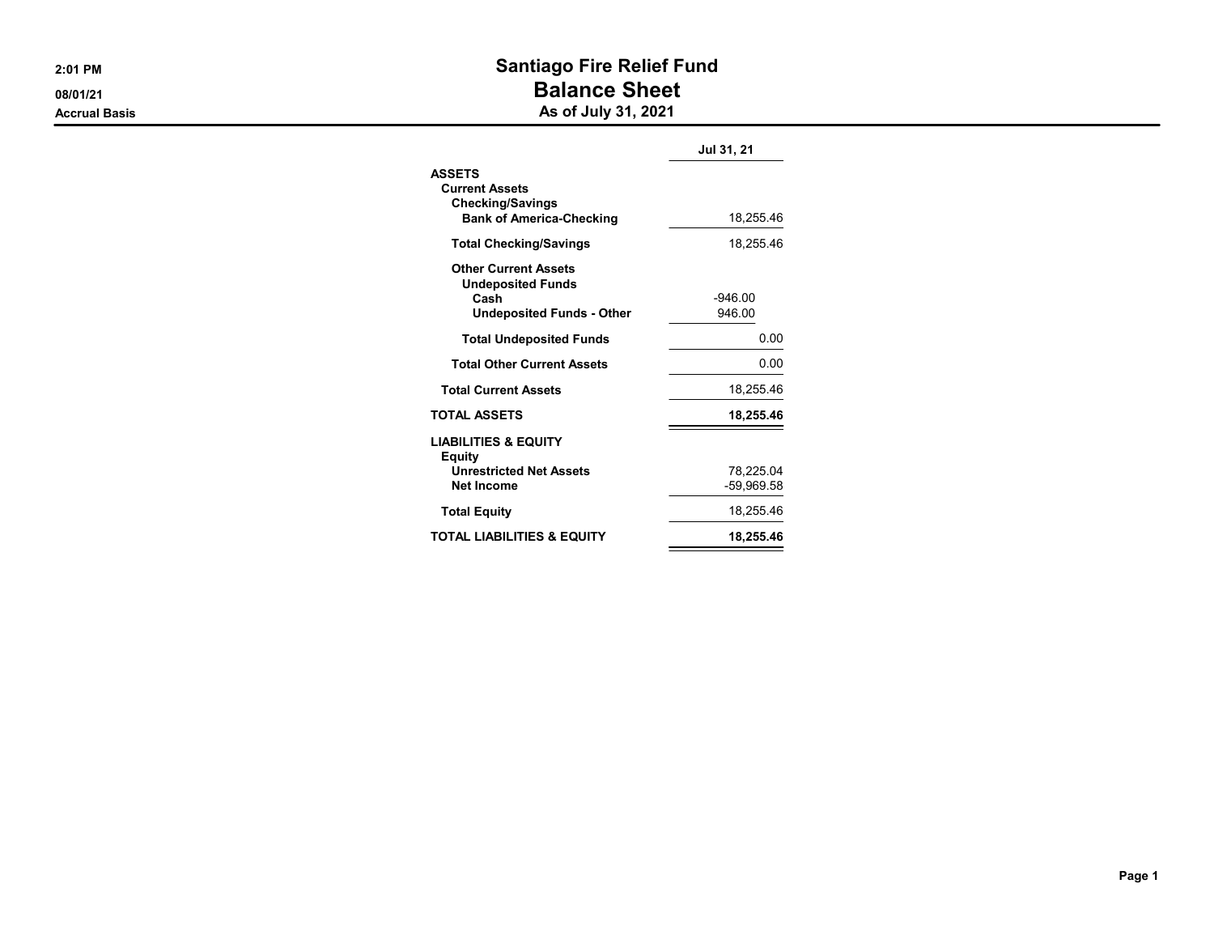# Santiago Fire Relief Fund

## Balance Sheet

### As of July 31, 2021

2:01 PM
08/01/21
Accrual Basis

| | | Jul 31, 21 |
|---|---|---|
| **ASSETS** | | |
| **Current Assets** | | |
| **Checking/Savings** | | |
| **Bank of America-Checking** | | 18,255.46 |
| **Total Checking/Savings** | | 18,255.46 |
| **Other Current Assets** | | |
| **Undeposited Funds** | | |
| **Cash** | -946.00 | |
| **Undeposited Funds - Other** | 946.00 | |
| **Total Undeposited Funds** | | 0.00 |
| **Total Other Current Assets** | | 0.00 |
| **Total Current Assets** | | 18,255.46 |
| **TOTAL ASSETS** | | **18,255.46** |
| **LIABILITIES & EQUITY** | | |
| **Equity** | | |
| **Unrestricted Net Assets** | | 78,225.04 |
| **Net Income** | | -59,969.58 |
| **Total Equity** | | 18,255.46 |
| **TOTAL LIABILITIES & EQUITY** | | **18,255.46** |